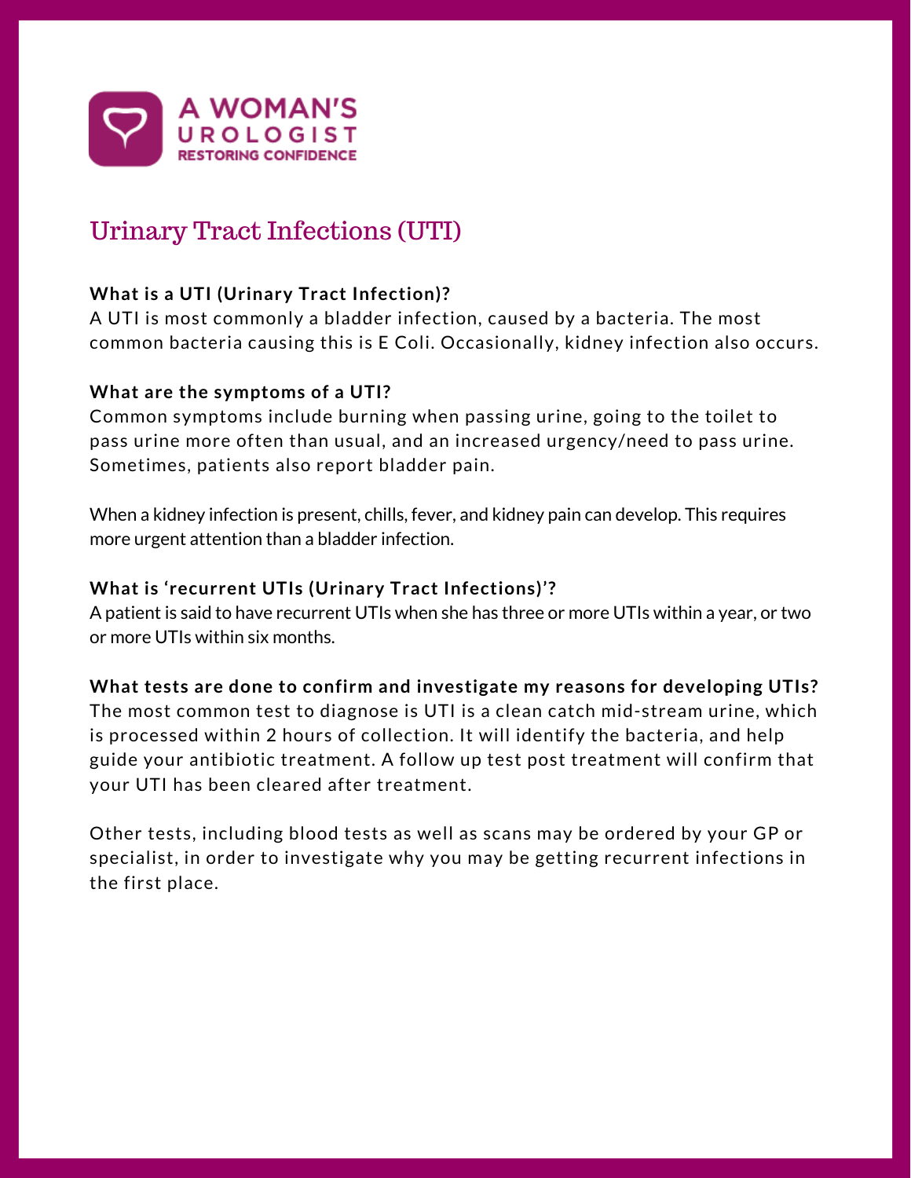# A WOMAN'S UROLOGIST

RESTORING CONFIDENCE

## Urinary Tract Infections (UTI)

**What is a UTI (Urinary Tract Infection)?**

A UTI is most commonly a bladder infection, caused by a bacteria. The most common bacteria causing this is E Coli. Occasionally, kidney infection also occurs.

**What are the symptoms of a UTI?**

Common symptoms include burning when passing urine, going to the toilet to pass urine more often than usual, and an increased urgency/need to pass urine. Sometimes, patients also report bladder pain.

When a kidney infection is present, chills, fever, and kidney pain can develop. This requires more urgent attention than a bladder infection.

**What is 'recurrent UTIs (Urinary Tract Infections)'?**

A patient is said to have recurrent UTIs when she has three or more UTIs within a year, or two or more UTIs within six months.

**What tests are done to confirm and investigate my reasons for developing UTIs?**

The most common test to diagnose is UTI is a clean catch mid-stream urine, which is processed within 2 hours of collection. It will identify the bacteria, and help guide your antibiotic treatment. A follow up test post treatment will confirm that your UTI has been cleared after treatment.

Other tests, including blood tests as well as scans may be ordered by your GP or specialist, in order to investigate why you may be getting recurrent infections in the first place.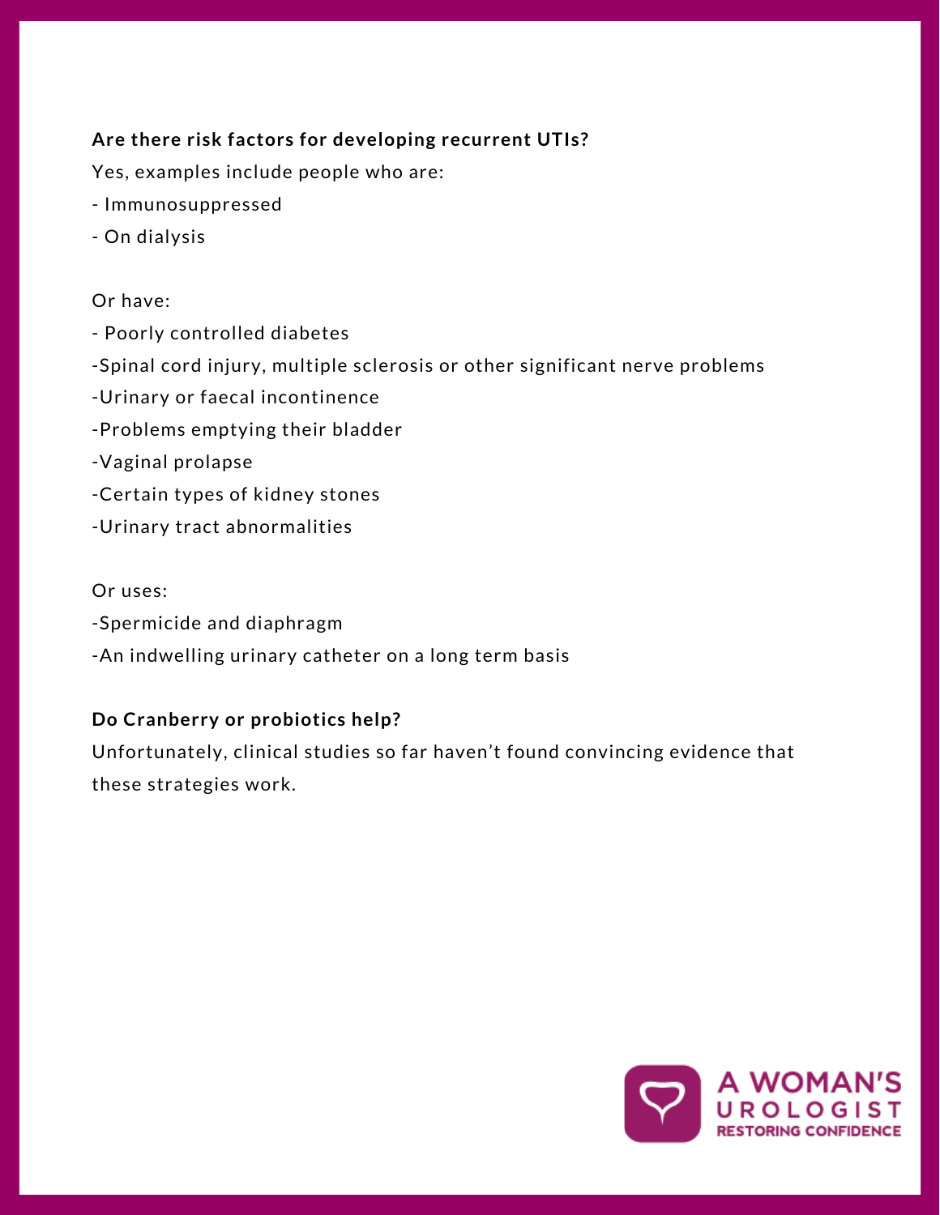**Are there risk factors for developing recurrent UTIs?**

Yes, examples include people who are:

- Immunosuppressed
- On dialysis

Or have:

- Poorly controlled diabetes
- Spinal cord injury, multiple sclerosis or other significant nerve problems
- Urinary or faecal incontinence
- Problems emptying their bladder
- Vaginal prolapse
- Certain types of kidney stones
- Urinary tract abnormalities

Or uses:

- Spermicide and diaphragm
- An indwelling urinary catheter on a long term basis

**Do Cranberry or probiotics help?**

Unfortunately, clinical studies so far haven't found convincing evidence that these strategies work.

A WOMAN'S UROLOGIST
RESTORING CONFIDENCE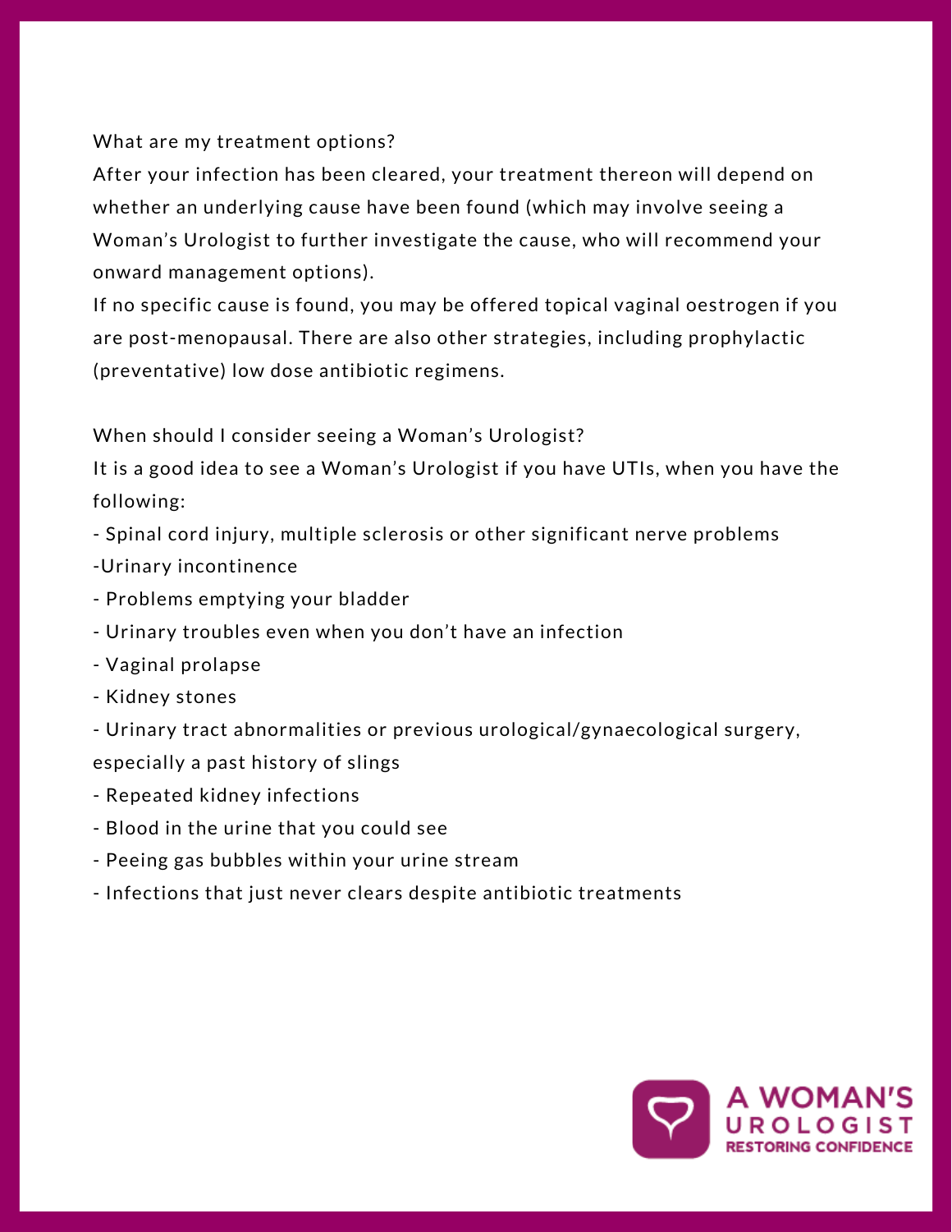## What are my treatment options?

After your infection has been cleared, your treatment thereon will depend on whether an underlying cause have been found (which may involve seeing a Woman's Urologist to further investigate the cause, who will recommend your onward management options).

If no specific cause is found, you may be offered topical vaginal oestrogen if you are post-menopausal. There are also other strategies, including prophylactic (preventative) low dose antibiotic regimens.

## When should I consider seeing a Woman's Urologist?

It is a good idea to see a Woman's Urologist if you have UTIs, when you have the following:

- Spinal cord injury, multiple sclerosis or other significant nerve problems
- Urinary incontinence
- Problems emptying your bladder
- Urinary troubles even when you don't have an infection
- Vaginal prolapse
- Kidney stones
- Urinary tract abnormalities or previous urological/gynaecological surgery, especially a past history of slings
- Repeated kidney infections
- Blood in the urine that you could see
- Peeing gas bubbles within your urine stream
- Infections that just never clears despite antibiotic treatments

A WOMAN'S UROLOGIST
RESTORING CONFIDENCE